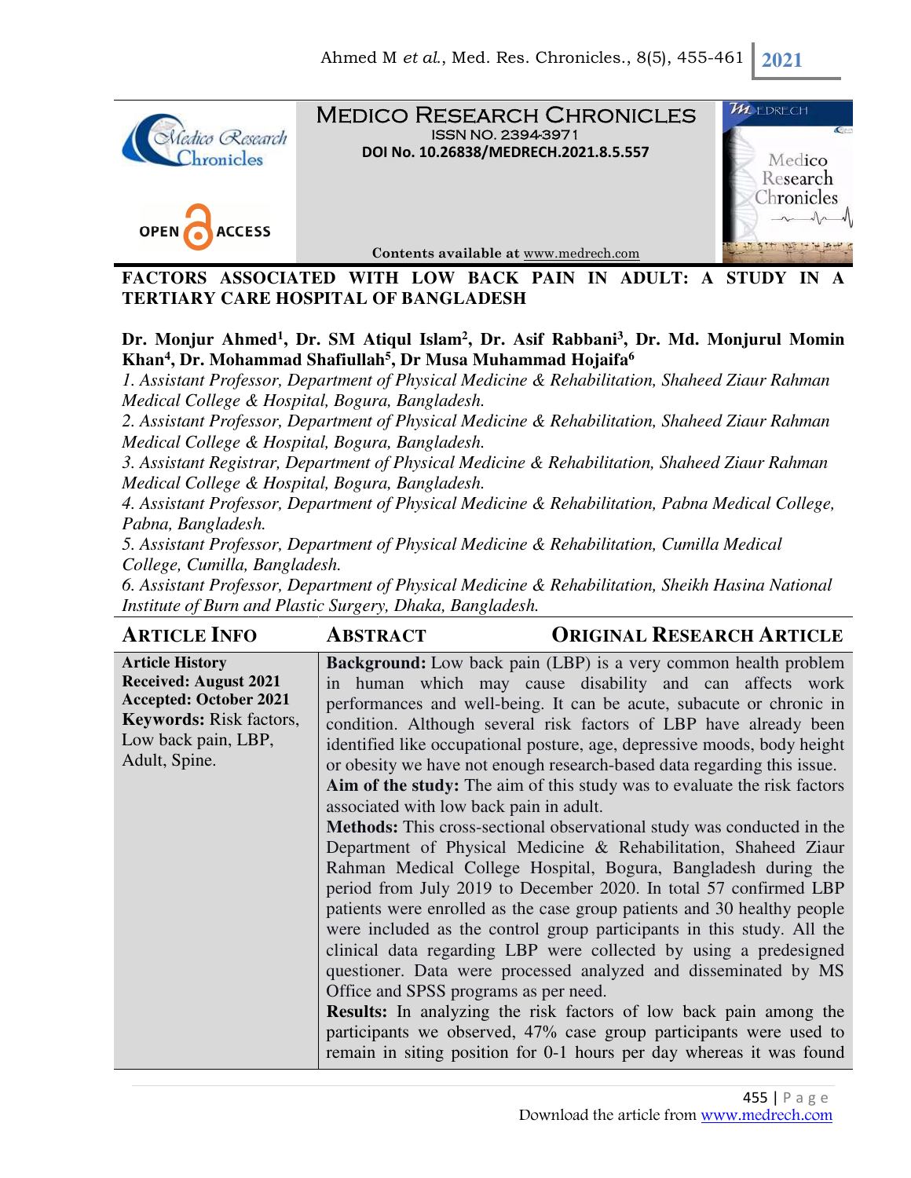# MEDICO RESEARCH CHRONICLES

ISSN NO. 2394-3971

DOI No. 10.26838/MEDRECH.2021.8.5.557

Contents available at www.medrech.com

OPEN ACCESS

## FACTORS ASSOCIATED WITH LOW BACK PAIN IN ADULT: A STUDY IN A TERTIARY CARE HOSPITAL OF BANGLADESH

**Dr. Monjur Ahmed[1], Dr. SM Atiqul Islam[2], Dr. Asif Rabbani[3], Dr. Md. Monjurul Momin Khan[4], Dr. Mohammad Shafiullah[5], Dr Musa Muhammad Hojaifa[6]**

*1. Assistant Professor, Department of Physical Medicine & Rehabilitation, Shaheed Ziaur Rahman Medical College & Hospital, Bogura, Bangladesh.*

*2. Assistant Professor, Department of Physical Medicine & Rehabilitation, Shaheed Ziaur Rahman Medical College & Hospital, Bogura, Bangladesh.*

*3. Assistant Registrar, Department of Physical Medicine & Rehabilitation, Shaheed Ziaur Rahman Medical College & Hospital, Bogura, Bangladesh.*

*4. Assistant Professor, Department of Physical Medicine & Rehabilitation, Pabna Medical College, Pabna, Bangladesh.*

*5. Assistant Professor, Department of Physical Medicine & Rehabilitation, Cumilla Medical College, Cumilla, Bangladesh.*

*6. Assistant Professor, Department of Physical Medicine & Rehabilitation, Sheikh Hasina National Institute of Burn and Plastic Surgery, Dhaka, Bangladesh.*

### ARTICLE INFO

**Article History**
**Received: August 2021**
**Accepted: October 2021**

**Keywords:** Risk factors, Low back pain, LBP, Adult, Spine.

### ABSTRACT

ORIGINAL RESEARCH ARTICLE

**Background:** Low back pain (LBP) is a very common health problem in human which may cause disability and can affects work performances and well-being. It can be acute, subacute or chronic in condition. Although several risk factors of LBP have already been identified like occupational posture, age, depressive moods, body height or obesity we have not enough research-based data regarding this issue.

**Aim of the study:** The aim of this study was to evaluate the risk factors associated with low back pain in adult.

**Methods:** This cross-sectional observational study was conducted in the Department of Physical Medicine & Rehabilitation, Shaheed Ziaur Rahman Medical College Hospital, Bogura, Bangladesh during the period from July 2019 to December 2020. In total 57 confirmed LBP patients were enrolled as the case group patients and 30 healthy people were included as the control group participants in this study. All the clinical data regarding LBP were collected by using a predesigned questioner. Data were processed analyzed and disseminated by MS Office and SPSS programs as per need.

**Results:** In analyzing the risk factors of low back pain among the participants we observed, 47% case group participants were used to remain in siting position for 0-1 hours per day whereas it was found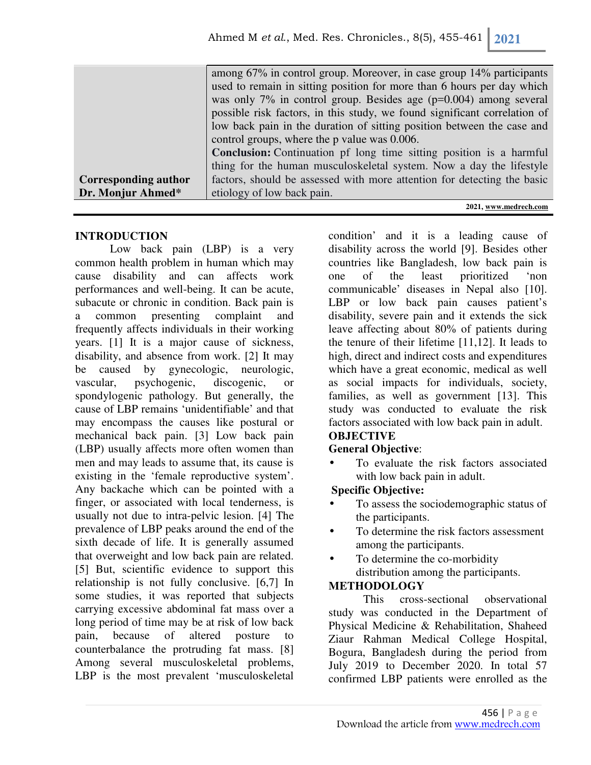| | among 67% in control group. Moreover, in case group 14% participants used to remain in sitting position for more than 6 hours per day which was only 7% in control group. Besides age (p=0.004) among several possible risk factors, in this study, we found significant correlation of low back pain in the duration of sitting position between the case and control groups, where the p value was 0.006. **Conclusion:** Continuation pf long time sitting position is a harmful thing for the human musculoskeletal system. Now a day the lifestyle factors, should be assessed with more attention for detecting the basic etiology of low back pain. |
|---|---|
| **Corresponding author** **Dr. Monjur Ahmed*** | |

2021, www.medrech.com

## INTRODUCTION

Low back pain (LBP) is a very common health problem in human which may cause disability and can affects work performances and well-being. It can be acute, subacute or chronic in condition. Back pain is a common presenting complaint and frequently affects individuals in their working years. [1] It is a major cause of sickness, disability, and absence from work. [2] It may be caused by gynecologic, neurologic, vascular, psychogenic, discogenic, or spondylogenic pathology. But generally, the cause of LBP remains 'unidentifiable' and that may encompass the causes like postural or mechanical back pain. [3] Low back pain (LBP) usually affects more often women than men and may leads to assume that, its cause is existing in the 'female reproductive system'. Any backache which can be pointed with a finger, or associated with local tenderness, is usually not due to intra-pelvic lesion. [4] The prevalence of LBP peaks around the end of the sixth decade of life. It is generally assumed that overweight and low back pain are related. [5] But, scientific evidence to support this relationship is not fully conclusive. [6,7] In some studies, it was reported that subjects carrying excessive abdominal fat mass over a long period of time may be at risk of low back pain, because of altered posture to counterbalance the protruding fat mass. [8] Among several musculoskeletal problems, LBP is the most prevalent 'musculoskeletal condition' and it is a leading cause of disability across the world [9]. Besides other countries like Bangladesh, low back pain is one of the least prioritized 'non communicable' diseases in Nepal also [10]. LBP or low back pain causes patient's disability, severe pain and it extends the sick leave affecting about 80% of patients during the tenure of their lifetime [11,12]. It leads to high, direct and indirect costs and expenditures which have a great economic, medical as well as social impacts for individuals, society, families, as well as government [13]. This study was conducted to evaluate the risk factors associated with low back pain in adult.

## OBJECTIVE

**General Objective**:

- To evaluate the risk factors associated with low back pain in adult.

**Specific Objective:**

- To assess the sociodemographic status of the participants.
- To determine the risk factors assessment among the participants.
- To determine the co-morbidity distribution among the participants.

## METHODOLOGY

This cross-sectional observational study was conducted in the Department of Physical Medicine & Rehabilitation, Shaheed Ziaur Rahman Medical College Hospital, Bogura, Bangladesh during the period from July 2019 to December 2020. In total 57 confirmed LBP patients were enrolled as the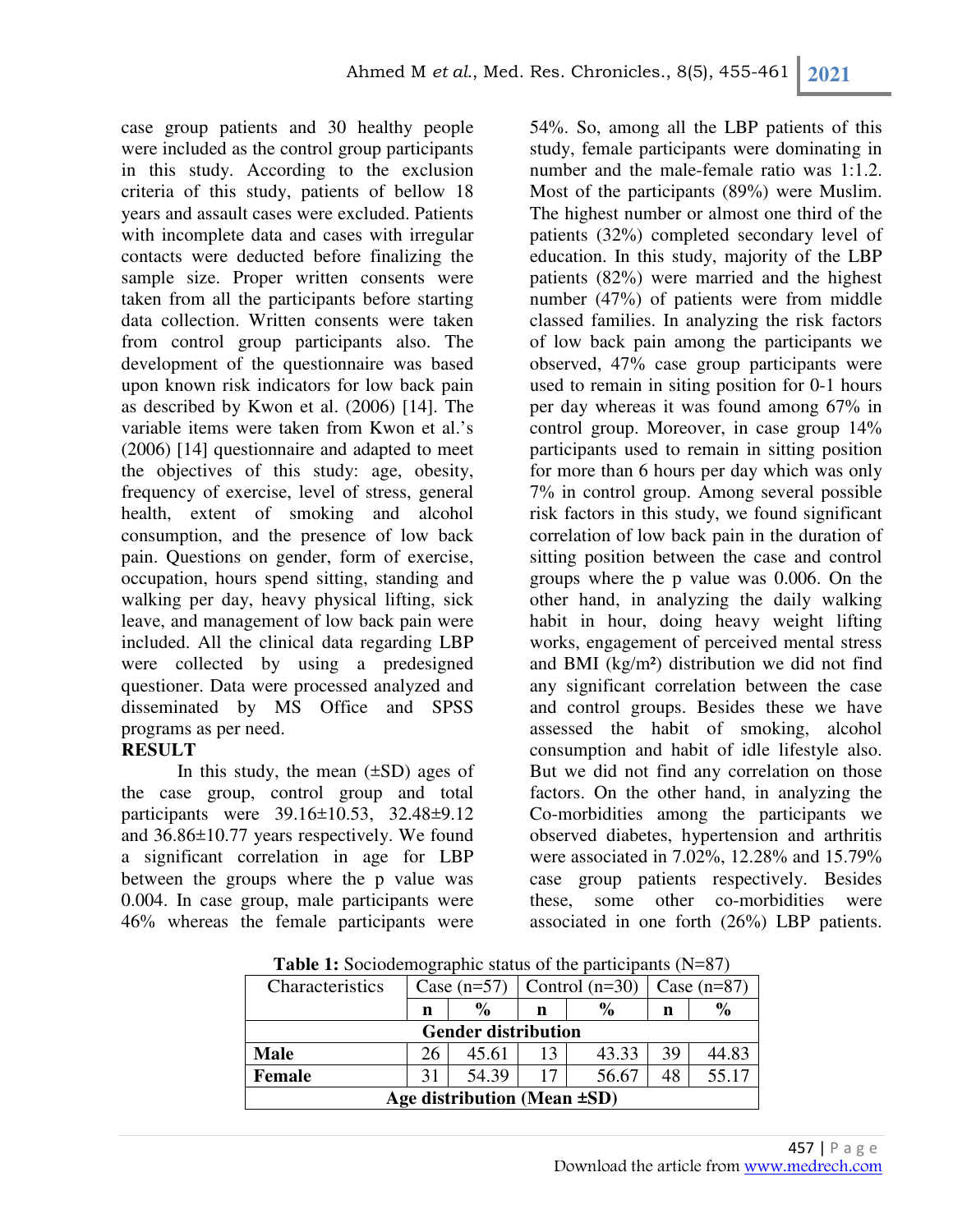case group patients and 30 healthy people were included as the control group participants in this study. According to the exclusion criteria of this study, patients of bellow 18 years and assault cases were excluded. Patients with incomplete data and cases with irregular contacts were deducted before finalizing the sample size. Proper written consents were taken from all the participants before starting data collection. Written consents were taken from control group participants also. The development of the questionnaire was based upon known risk indicators for low back pain as described by Kwon et al. (2006) [14]. The variable items were taken from Kwon et al.'s (2006) [14] questionnaire and adapted to meet the objectives of this study: age, obesity, frequency of exercise, level of stress, general health, extent of smoking and alcohol consumption, and the presence of low back pain. Questions on gender, form of exercise, occupation, hours spend sitting, standing and walking per day, heavy physical lifting, sick leave, and management of low back pain were included. All the clinical data regarding LBP were collected by using a predesigned questioner. Data were processed analyzed and disseminated by MS Office and SPSS programs as per need.

## RESULT

In this study, the mean (±SD) ages of the case group, control group and total participants were 39.16±10.53, 32.48±9.12 and 36.86±10.77 years respectively. We found a significant correlation in age for LBP between the groups where the p value was 0.004. In case group, male participants were 46% whereas the female participants were 54%. So, among all the LBP patients of this study, female participants were dominating in number and the male-female ratio was 1:1.2. Most of the participants (89%) were Muslim. The highest number or almost one third of the patients (32%) completed secondary level of education. In this study, majority of the LBP patients (82%) were married and the highest number (47%) of patients were from middle classed families. In analyzing the risk factors of low back pain among the participants we observed, 47% case group participants were used to remain in siting position for 0-1 hours per day whereas it was found among 67% in control group. Moreover, in case group 14% participants used to remain in sitting position for more than 6 hours per day which was only 7% in control group. Among several possible risk factors in this study, we found significant correlation of low back pain in the duration of sitting position between the case and control groups where the p value was 0.006. On the other hand, in analyzing the daily walking habit in hour, doing heavy weight lifting works, engagement of perceived mental stress and BMI (kg/m²) distribution we did not find any significant correlation between the case and control groups. Besides these we have assessed the habit of smoking, alcohol consumption and habit of idle lifestyle also. But we did not find any correlation on those factors. On the other hand, in analyzing the Co-morbidities among the participants we observed diabetes, hypertension and arthritis were associated in 7.02%, 12.28% and 15.79% case group patients respectively. Besides these, some other co-morbidities were associated in one forth (26%) LBP patients.

**Table 1:** Sociodemographic status of the participants (N=87)

| Characteristics | Case (n=57) | | Control (n=30) | | Case (n=87) | |
|---|---|---|---|---|---|---|
| | **n** | **%** | **n** | **%** | **n** | **%** |
| **Gender distribution** | | | | | | |
| **Male** | 26 | 45.61 | 13 | 43.33 | 39 | 44.83 |
| **Female** | 31 | 54.39 | 17 | 56.67 | 48 | 55.17 |
| **Age distribution (Mean ±SD)** | | | | | | |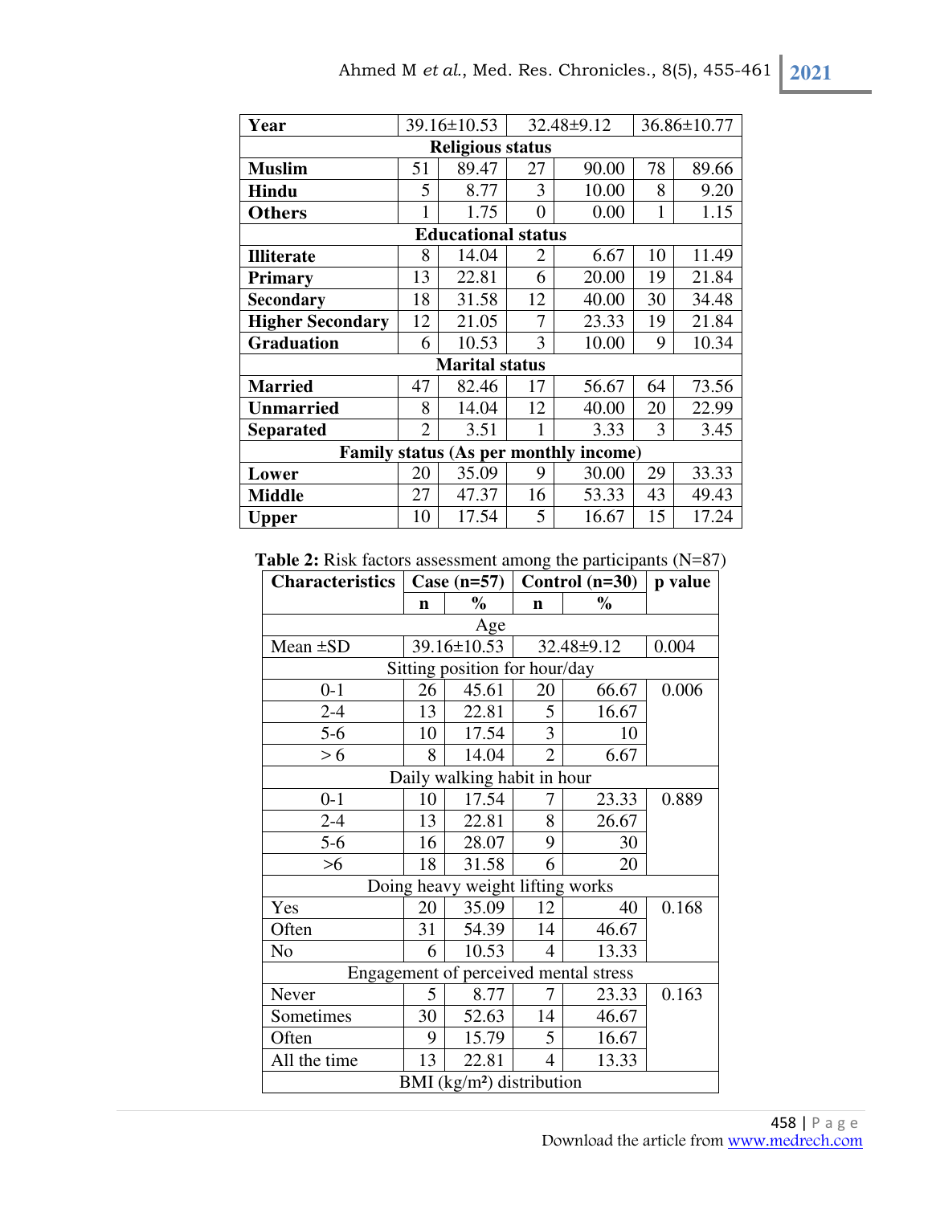| Year | 39.16±10.53 | | 32.48±9.12 | | 36.86±10.77 | |
|---|---|---|---|---|---|---|
| **Religious status** | | | | | | |
| **Muslim** | 51 | 89.47 | 27 | 90.00 | 78 | 89.66 |
| **Hindu** | 5 | 8.77 | 3 | 10.00 | 8 | 9.20 |
| **Others** | 1 | 1.75 | 0 | 0.00 | 1 | 1.15 |
| **Educational status** | | | | | | |
| **Illiterate** | 8 | 14.04 | 2 | 6.67 | 10 | 11.49 |
| **Primary** | 13 | 22.81 | 6 | 20.00 | 19 | 21.84 |
| **Secondary** | 18 | 31.58 | 12 | 40.00 | 30 | 34.48 |
| **Higher Secondary** | 12 | 21.05 | 7 | 23.33 | 19 | 21.84 |
| **Graduation** | 6 | 10.53 | 3 | 10.00 | 9 | 10.34 |
| **Marital status** | | | | | | |
| **Married** | 47 | 82.46 | 17 | 56.67 | 64 | 73.56 |
| **Unmarried** | 8 | 14.04 | 12 | 40.00 | 20 | 22.99 |
| **Separated** | 2 | 3.51 | 1 | 3.33 | 3 | 3.45 |
| **Family status (As per monthly income)** | | | | | | |
| **Lower** | 20 | 35.09 | 9 | 30.00 | 29 | 33.33 |
| **Middle** | 27 | 47.37 | 16 | 53.33 | 43 | 49.43 |
| **Upper** | 10 | 17.54 | 5 | 16.67 | 15 | 17.24 |

**Table 2:** Risk factors assessment among the participants (N=87)

| **Characteristics** | **Case (n=57)** | | **Control (n=30)** | | **p value** |
|---|---|---|---|---|---|
| | **n** | **%** | **n** | **%** | |
| Age | | | | | |
| Mean ±SD | 39.16±10.53 | | 32.48±9.12 | | 0.004 |
| Sitting position for hour/day | | | | | |
| 0-1 | 26 | 45.61 | 20 | 66.67 | 0.006 |
| 2-4 | 13 | 22.81 | 5 | 16.67 | |
| 5-6 | 10 | 17.54 | 3 | 10 | |
| > 6 | 8 | 14.04 | 2 | 6.67 | |
| Daily walking habit in hour | | | | | |
| 0-1 | 10 | 17.54 | 7 | 23.33 | 0.889 |
| 2-4 | 13 | 22.81 | 8 | 26.67 | |
| 5-6 | 16 | 28.07 | 9 | 30 | |
| >6 | 18 | 31.58 | 6 | 20 | |
| Doing heavy weight lifting works | | | | | |
| Yes | 20 | 35.09 | 12 | 40 | 0.168 |
| Often | 31 | 54.39 | 14 | 46.67 | |
| No | 6 | 10.53 | 4 | 13.33 | |
| Engagement of perceived mental stress | | | | | |
| Never | 5 | 8.77 | 7 | 23.33 | 0.163 |
| Sometimes | 30 | 52.63 | 14 | 46.67 | |
| Often | 9 | 15.79 | 5 | 16.67 | |
| All the time | 13 | 22.81 | 4 | 13.33 | |
| BMI ($kg/m^2$) distribution | | | | | |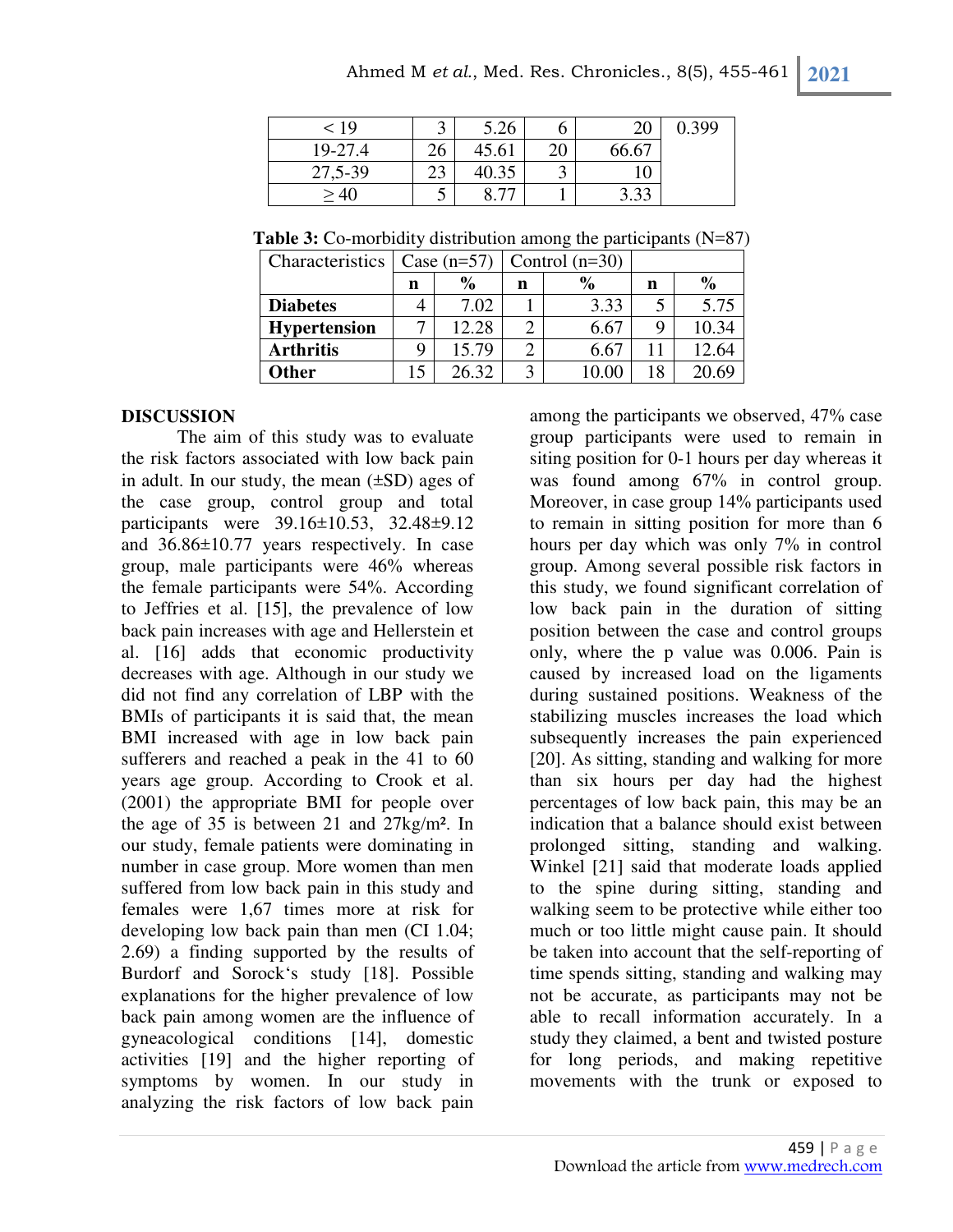| < 19 | 3 | 5.26 | 6 | 20 | 0.399 |
|---|---|---|---|---|---|
| 19-27.4 | 26 | 45.61 | 20 | 66.67 | |
| 27,5-39 | 23 | 40.35 | 3 | 10 | |
| ≥ 40 | 5 | 8.77 | 1 | 3.33 | |

**Table 3:** Co-morbidity distribution among the participants (N=87)

| Characteristics | Case (n=57) | | Control (n=30) | | | |
|---|---|---|---|---|---|---|
| | **n** | **%** | **n** | **%** | **n** | **%** |
| **Diabetes** | 4 | 7.02 | 1 | 3.33 | 5 | 5.75 |
| **Hypertension** | 7 | 12.28 | 2 | 6.67 | 9 | 10.34 |
| **Arthritis** | 9 | 15.79 | 2 | 6.67 | 11 | 12.64 |
| **Other** | 15 | 26.32 | 3 | 10.00 | 18 | 20.69 |

## DISCUSSION

The aim of this study was to evaluate the risk factors associated with low back pain in adult. In our study, the mean (±SD) ages of the case group, control group and total participants were 39.16±10.53, 32.48±9.12 and 36.86±10.77 years respectively. In case group, male participants were 46% whereas the female participants were 54%. According to Jeffries et al. [15], the prevalence of low back pain increases with age and Hellerstein et al. [16] adds that economic productivity decreases with age. Although in our study we did not find any correlation of LBP with the BMIs of participants it is said that, the mean BMI increased with age in low back pain sufferers and reached a peak in the 41 to 60 years age group. According to Crook et al. (2001) the appropriate BMI for people over the age of 35 is between 21 and 27kg/m². In our study, female patients were dominating in number in case group. More women than men suffered from low back pain in this study and females were 1,67 times more at risk for developing low back pain than men (CI 1.04; 2.69) a finding supported by the results of Burdorf and Sorock's study [18]. Possible explanations for the higher prevalence of low back pain among women are the influence of gyneacological conditions [14], domestic activities [19] and the higher reporting of symptoms by women. In our study in analyzing the risk factors of low back pain among the participants we observed, 47% case group participants were used to remain in siting position for 0-1 hours per day whereas it was found among 67% in control group. Moreover, in case group 14% participants used to remain in sitting position for more than 6 hours per day which was only 7% in control group. Among several possible risk factors in this study, we found significant correlation of low back pain in the duration of sitting position between the case and control groups only, where the p value was 0.006. Pain is caused by increased load on the ligaments during sustained positions. Weakness of the stabilizing muscles increases the load which subsequently increases the pain experienced [20]. As sitting, standing and walking for more than six hours per day had the highest percentages of low back pain, this may be an indication that a balance should exist between prolonged sitting, standing and walking. Winkel [21] said that moderate loads applied to the spine during sitting, standing and walking seem to be protective while either too much or too little might cause pain. It should be taken into account that the self-reporting of time spends sitting, standing and walking may not be accurate, as participants may not be able to recall information accurately. In a study they claimed, a bent and twisted posture for long periods, and making repetitive movements with the trunk or exposed to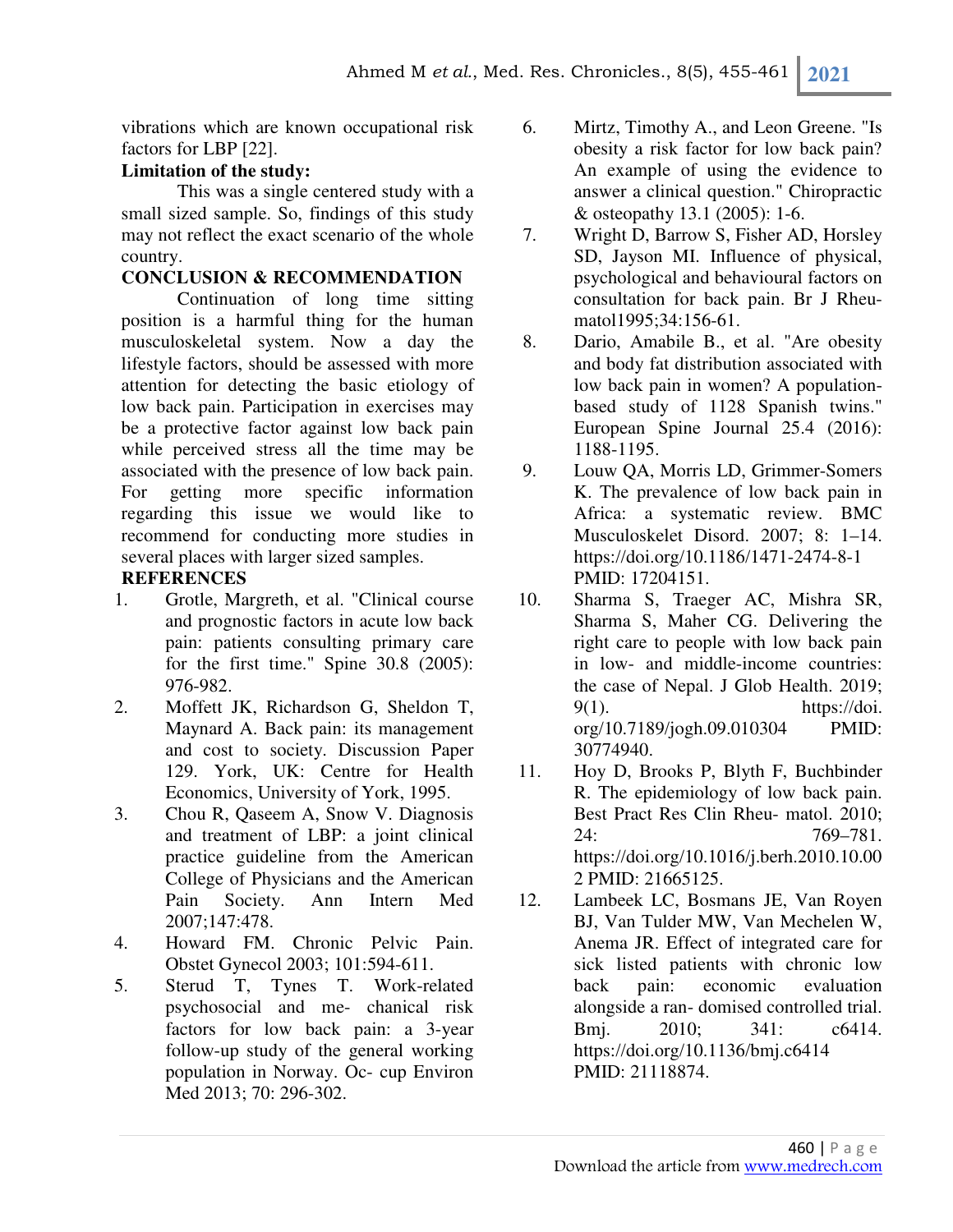vibrations which are known occupational risk factors for LBP [22].

**Limitation of the study:**

This was a single centered study with a small sized sample. So, findings of this study may not reflect the exact scenario of the whole country.

## CONCLUSION & RECOMMENDATION

Continuation of long time sitting position is a harmful thing for the human musculoskeletal system. Now a day the lifestyle factors, should be assessed with more attention for detecting the basic etiology of low back pain. Participation in exercises may be a protective factor against low back pain while perceived stress all the time may be associated with the presence of low back pain. For getting more specific information regarding this issue we would like to recommend for conducting more studies in several places with larger sized samples.

## REFERENCES

1. Grotle, Margreth, et al. "Clinical course and prognostic factors in acute low back pain: patients consulting primary care for the first time." Spine 30.8 (2005): 976-982.
2. Moffett JK, Richardson G, Sheldon T, Maynard A. Back pain: its management and cost to society. Discussion Paper 129. York, UK: Centre for Health Economics, University of York, 1995.
3. Chou R, Qaseem A, Snow V. Diagnosis and treatment of LBP: a joint clinical practice guideline from the American College of Physicians and the American Pain Society. Ann Intern Med 2007;147:478.
4. Howard FM. Chronic Pelvic Pain. Obstet Gynecol 2003; 101:594-611.
5. Sterud T, Tynes T. Work-related psychosocial and me- chanical risk factors for low back pain: a 3-year follow-up study of the general working population in Norway. Oc- cup Environ Med 2013; 70: 296-302.
6. Mirtz, Timothy A., and Leon Greene. "Is obesity a risk factor for low back pain? An example of using the evidence to answer a clinical question." Chiropractic & osteopathy 13.1 (2005): 1-6.
7. Wright D, Barrow S, Fisher AD, Horsley SD, Jayson MI. Influence of physical, psychological and behavioural factors on consultation for back pain. Br J Rheu-matol1995;34:156-61.
8. Dario, Amabile B., et al. "Are obesity and body fat distribution associated with low back pain in women? A population-based study of 1128 Spanish twins." European Spine Journal 25.4 (2016): 1188-1195.
9. Louw QA, Morris LD, Grimmer-Somers K. The prevalence of low back pain in Africa: a systematic review. BMC Musculoskelet Disord. 2007; 8: 1–14. https://doi.org/10.1186/1471-2474-8-1 PMID: 17204151.
10. Sharma S, Traeger AC, Mishra SR, Sharma S, Maher CG. Delivering the right care to people with low back pain in low- and middle-income countries: the case of Nepal. J Glob Health. 2019; 9(1). https://doi.org/10.7189/jogh.09.010304 PMID: 30774940.
11. Hoy D, Brooks P, Blyth F, Buchbinder R. The epidemiology of low back pain. Best Pract Res Clin Rheu- matol. 2010; 24: 769–781. https://doi.org/10.1016/j.berh.2010.10.002 PMID: 21665125.
12. Lambeek LC, Bosmans JE, Van Royen BJ, Van Tulder MW, Van Mechelen W, Anema JR. Effect of integrated care for sick listed patients with chronic low back pain: economic evaluation alongside a ran- domised controlled trial. Bmj. 2010; 341: c6414. https://doi.org/10.1136/bmj.c6414 PMID: 21118874.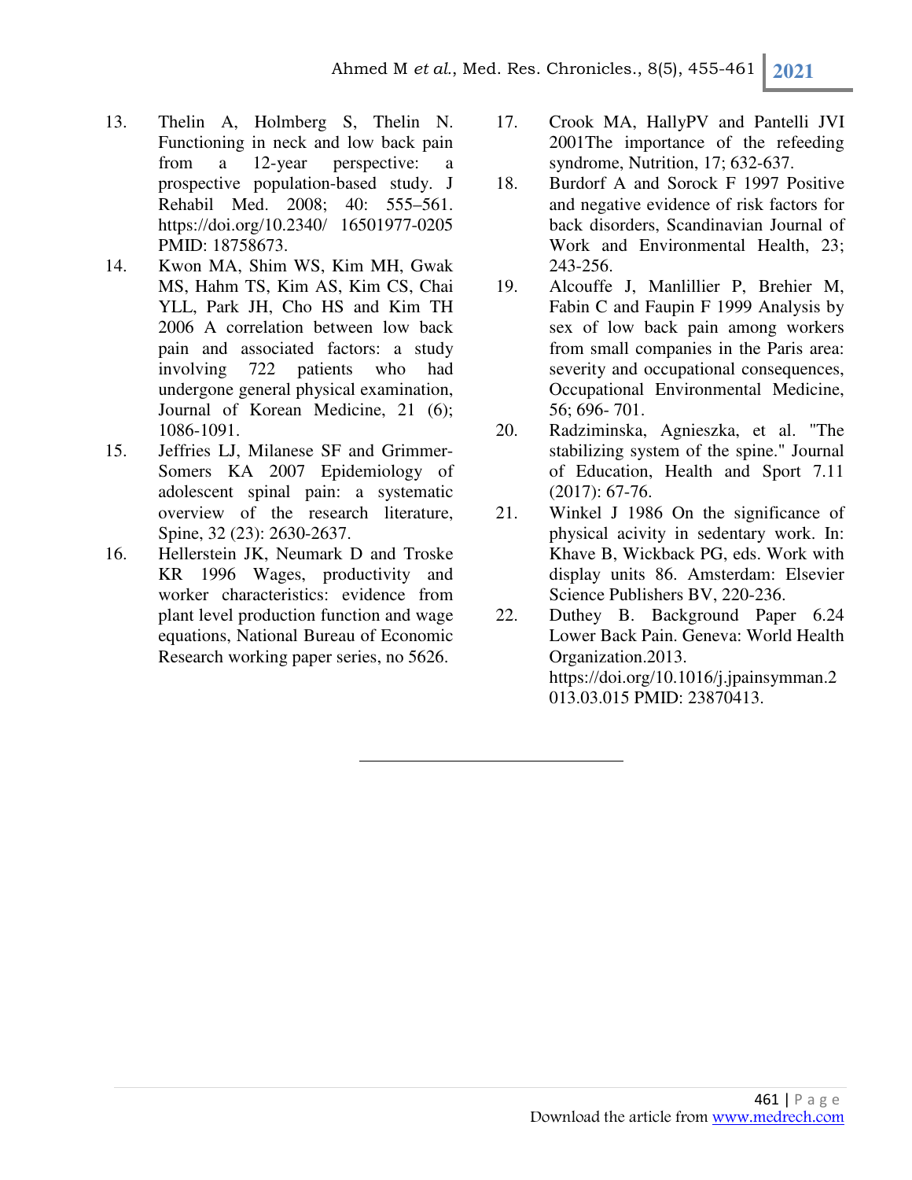13. Thelin A, Holmberg S, Thelin N. Functioning in neck and low back pain from a 12-year perspective: a prospective population-based study. J Rehabil Med. 2008; 40: 555–561. https://doi.org/10.2340/ 16501977-0205 PMID: 18758673.
14. Kwon MA, Shim WS, Kim MH, Gwak MS, Hahm TS, Kim AS, Kim CS, Chai YLL, Park JH, Cho HS and Kim TH 2006 A correlation between low back pain and associated factors: a study involving 722 patients who had undergone general physical examination, Journal of Korean Medicine, 21 (6); 1086-1091.
15. Jeffries LJ, Milanese SF and Grimmer-Somers KA 2007 Epidemiology of adolescent spinal pain: a systematic overview of the research literature, Spine, 32 (23): 2630-2637.
16. Hellerstein JK, Neumark D and Troske KR 1996 Wages, productivity and worker characteristics: evidence from plant level production function and wage equations, National Bureau of Economic Research working paper series, no 5626.
17. Crook MA, HallyPV and Pantelli JVI 2001The importance of the refeeding syndrome, Nutrition, 17; 632-637.
18. Burdorf A and Sorock F 1997 Positive and negative evidence of risk factors for back disorders, Scandinavian Journal of Work and Environmental Health, 23; 243-256.
19. Alcouffe J, Manlillier P, Brehier M, Fabin C and Faupin F 1999 Analysis by sex of low back pain among workers from small companies in the Paris area: severity and occupational consequences, Occupational Environmental Medicine, 56; 696- 701.
20. Radziminska, Agnieszka, et al. "The stabilizing system of the spine." Journal of Education, Health and Sport 7.11 (2017): 67-76.
21. Winkel J 1986 On the significance of physical acivity in sedentary work. In: Khave B, Wickback PG, eds. Work with display units 86. Amsterdam: Elsevier Science Publishers BV, 220-236.
22. Duthey B. Background Paper 6.24 Lower Back Pain. Geneva: World Health Organization.2013. https://doi.org/10.1016/j.jpainsymman.2013.03.015 PMID: 23870413.